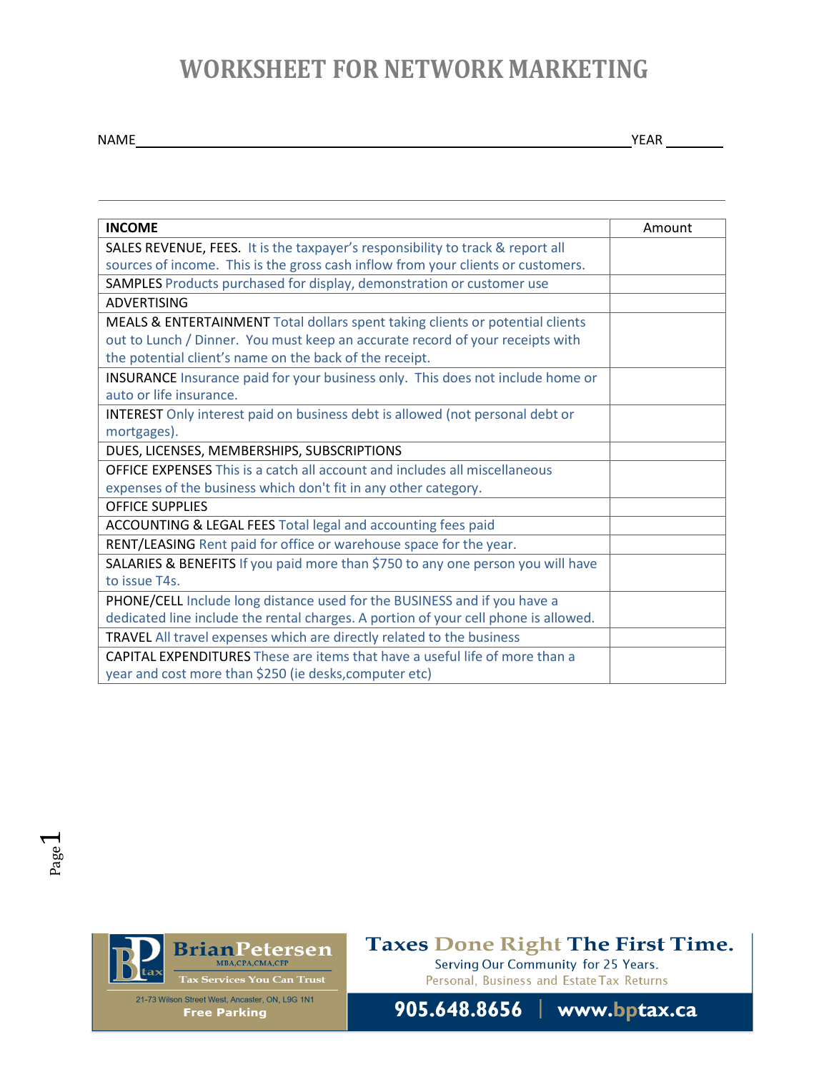# WORKSHEET FOR NETWORK MARKETING

NAME ______________________________________________ YEAR ________

| INCOME | Amount |
|---|---|
| SALES REVENUE, FEES. It is the taxpayer's responsibility to track & report all sources of income. This is the gross cash inflow from your clients or customers. | |
| SAMPLES Products purchased for display, demonstration or customer use | |
| ADVERTISING | |
| MEALS & ENTERTAINMENT Total dollars spent taking clients or potential clients out to Lunch / Dinner. You must keep an accurate record of your receipts with the potential client's name on the back of the receipt. | |
| INSURANCE Insurance paid for your business only. This does not include home or auto or life insurance. | |
| INTEREST Only interest paid on business debt is allowed (not personal debt or mortgages). | |
| DUES, LICENSES, MEMBERSHIPS, SUBSCRIPTIONS | |
| OFFICE EXPENSES This is a catch all account and includes all miscellaneous expenses of the business which don't fit in any other category. | |
| OFFICE SUPPLIES | |
| ACCOUNTING & LEGAL FEES Total legal and accounting fees paid | |
| RENT/LEASING Rent paid for office or warehouse space for the year. | |
| SALARIES & BENEFITS If you paid more than $750 to any one person you will have to issue T4s. | |
| PHONE/CELL Include long distance used for the BUSINESS and if you have a dedicated line include the rental charges. A portion of your cell phone is allowed. | |
| TRAVEL All travel expenses which are directly related to the business | |
| CAPITAL EXPENDITURES These are items that have a useful life of more than a year and cost more than $250 (ie desks,computer etc) | |

BrianPetersen MBA,CPA,CMA,CFP
Tax Services You Can Trust
21-73 Wilson Street West, Ancaster, ON, L9G 1N1
Free Parking

Taxes Done Right The First Time.
Serving Our Community for 25 Years.
Personal, Business and Estate Tax Returns
905.648.8656 | www.bptax.ca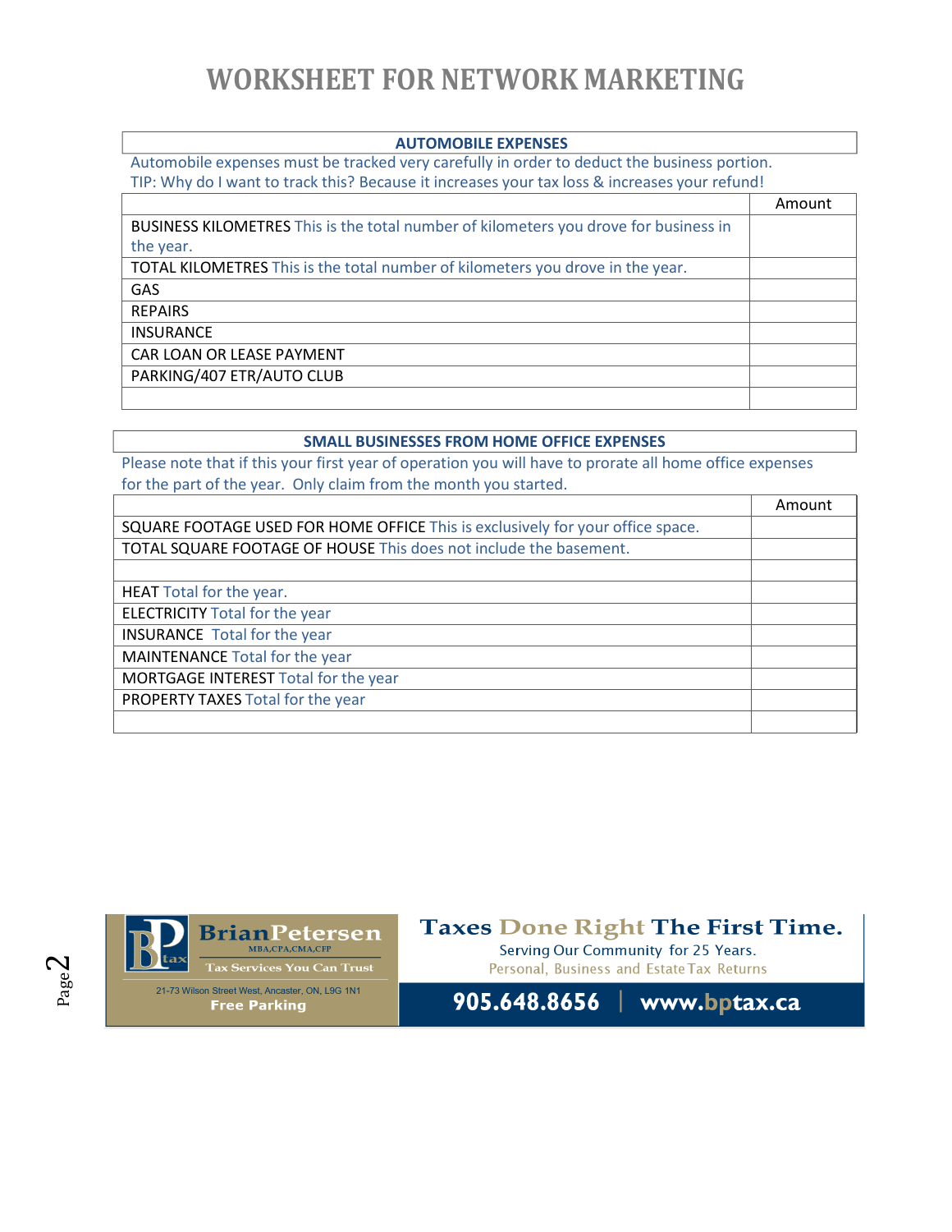# WORKSHEET FOR NETWORK MARKETING

| AUTOMOBILE EXPENSES |
|---|

Automobile expenses must be tracked very carefully in order to deduct the business portion.
TIP: Why do I want to track this? Because it increases your tax loss & increases your refund!

| | Amount |
|---|---|
| BUSINESS KILOMETRES This is the total number of kilometers you drove for business in the year. | |
| TOTAL KILOMETRES This is the total number of kilometers you drove in the year. | |
| GAS | |
| REPAIRS | |
| INSURANCE | |
| CAR LOAN OR LEASE PAYMENT | |
| PARKING/407 ETR/AUTO CLUB | |
| | |

| SMALL BUSINESSES FROM HOME OFFICE EXPENSES |
|---|

Please note that if this your first year of operation you will have to prorate all home office expenses for the part of the year. Only claim from the month you started.

| | Amount |
|---|---|
| SQUARE FOOTAGE USED FOR HOME OFFICE This is exclusively for your office space. | |
| TOTAL SQUARE FOOTAGE OF HOUSE This does not include the basement. | |
| | |
| HEAT Total for the year. | |
| ELECTRICITY Total for the year | |
| INSURANCE Total for the year | |
| MAINTENANCE Total for the year | |
| MORTGAGE INTEREST Total for the year | |
| PROPERTY TAXES Total for the year | |
| | |

BrianPetersen MBA,CPA,CMA,CFP
Tax Services You Can Trust
21-73 Wilson Street West, Ancaster, ON, L9G 1N1
Free Parking

Taxes Done Right The First Time.
Serving Our Community for 25 Years.
Personal, Business and Estate Tax Returns
905.648.8656 | www.bptax.ca